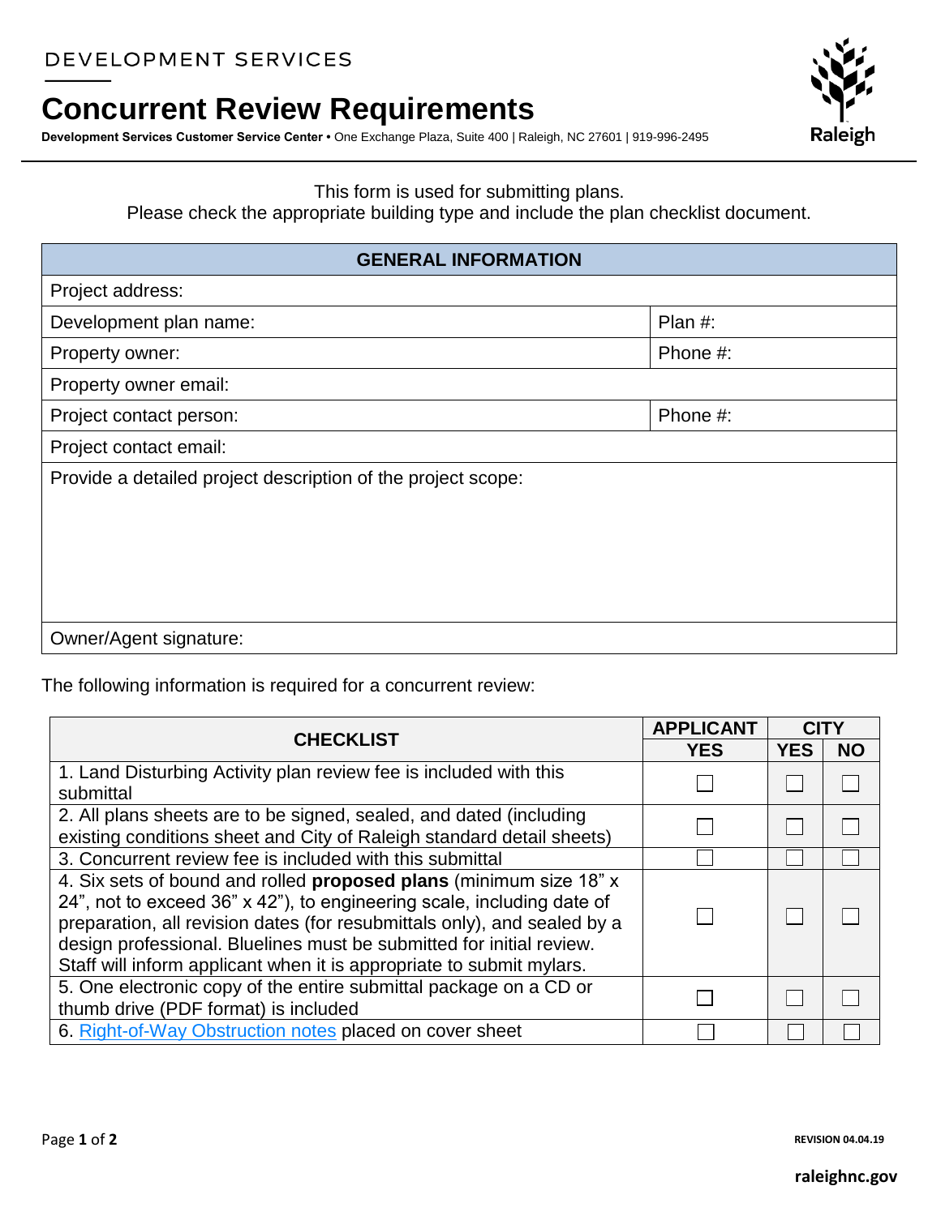DEVELOPMENT SERVICES

# Concurrent Review Requirements

**Development Services Customer Service Center** • One Exchange Plaza, Suite 400 | Raleigh, NC 27601 | 919-996-2495

This form is used for submitting plans.
Please check the appropriate building type and include the plan checklist document.

| GENERAL INFORMATION | |
|---|---|
| Project address: | |
| Development plan name: | Plan #: |
| Property owner: | Phone #: |
| Property owner email: | |
| Project contact person: | Phone #: |
| Project contact email: | |
| Provide a detailed project description of the project scope: | |
| Owner/Agent signature: | |

The following information is required for a concurrent review:

| CHECKLIST | APPLICANT | CITY | |
|---|---|---|---|
| | YES | YES | NO |
| 1. Land Disturbing Activity plan review fee is included with this submittal | ☐ | ☐ | ☐ |
| 2. All plans sheets are to be signed, sealed, and dated (including existing conditions sheet and City of Raleigh standard detail sheets) | ☐ | ☐ | ☐ |
| 3. Concurrent review fee is included with this submittal | ☐ | ☐ | ☐ |
| 4. Six sets of bound and rolled **proposed plans** (minimum size 18" x 24", not to exceed 36" x 42"), to engineering scale, including date of preparation, all revision dates (for resubmittals only), and sealed by a design professional. Bluelines must be submitted for initial review. Staff will inform applicant when it is appropriate to submit mylars. | ☐ | ☐ | ☐ |
| 5. One electronic copy of the entire submittal package on a CD or thumb drive (PDF format) is included | ☐ | ☐ | ☐ |
| 6. Right-of-Way Obstruction notes placed on cover sheet | ☐ | ☐ | ☐ |

REVISION 04.04.19

raleighnc.gov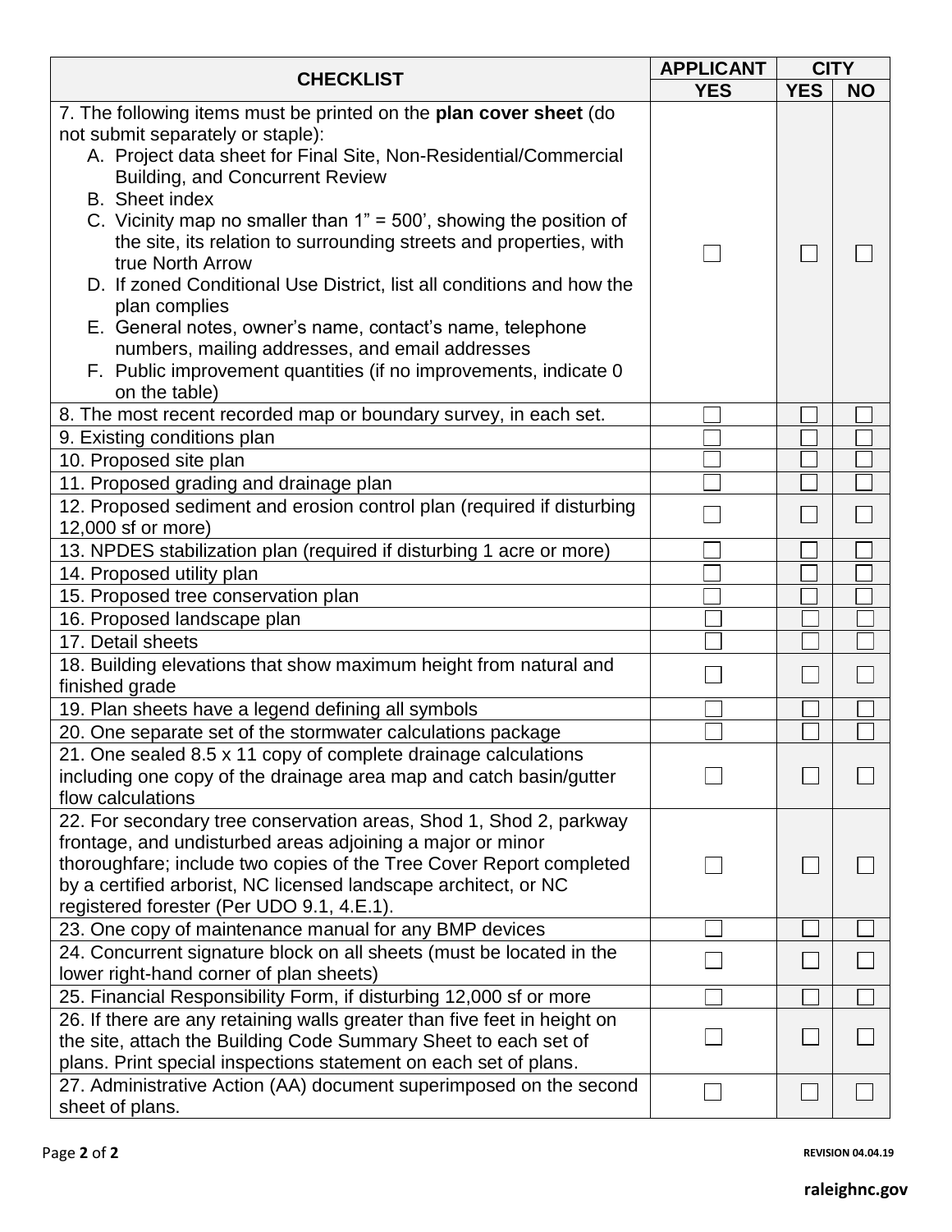| CHECKLIST | APPLICANT | CITY | |
|---|---|---|---|
| | YES | YES | NO |
| 7. The following items must be printed on the **plan cover sheet** (do not submit separately or staple):<br>A. Project data sheet for Final Site, Non-Residential/Commercial Building, and Concurrent Review<br>B. Sheet index<br>C. Vicinity map no smaller than 1" = 500', showing the position of the site, its relation to surrounding streets and properties, with true North Arrow<br>D. If zoned Conditional Use District, list all conditions and how the plan complies<br>E. General notes, owner's name, contact's name, telephone numbers, mailing addresses, and email addresses<br>F. Public improvement quantities (if no improvements, indicate 0 on the table) | ☐ | ☐ | ☐ |
| 8. The most recent recorded map or boundary survey, in each set. | ☐ | ☐ | ☐ |
| 9. Existing conditions plan | ☐ | ☐ | ☐ |
| 10. Proposed site plan | ☐ | ☐ | ☐ |
| 11. Proposed grading and drainage plan | ☐ | ☐ | ☐ |
| 12. Proposed sediment and erosion control plan (required if disturbing 12,000 sf or more) | ☐ | ☐ | ☐ |
| 13. NPDES stabilization plan (required if disturbing 1 acre or more) | ☐ | ☐ | ☐ |
| 14. Proposed utility plan | ☐ | ☐ | ☐ |
| 15. Proposed tree conservation plan | ☐ | ☐ | ☐ |
| 16. Proposed landscape plan | ☐ | ☐ | ☐ |
| 17. Detail sheets | ☐ | ☐ | ☐ |
| 18. Building elevations that show maximum height from natural and finished grade | ☐ | ☐ | ☐ |
| 19. Plan sheets have a legend defining all symbols | ☐ | ☐ | ☐ |
| 20. One separate set of the stormwater calculations package | ☐ | ☐ | ☐ |
| 21. One sealed 8.5 x 11 copy of complete drainage calculations including one copy of the drainage area map and catch basin/gutter flow calculations | ☐ | ☐ | ☐ |
| 22. For secondary tree conservation areas, Shod 1, Shod 2, parkway frontage, and undisturbed areas adjoining a major or minor thoroughfare; include two copies of the Tree Cover Report completed by a certified arborist, NC licensed landscape architect, or NC registered forester (Per UDO 9.1, 4.E.1). | ☐ | ☐ | ☐ |
| 23. One copy of maintenance manual for any BMP devices | ☐ | ☐ | ☐ |
| 24. Concurrent signature block on all sheets (must be located in the lower right-hand corner of plan sheets) | ☐ | ☐ | ☐ |
| 25. Financial Responsibility Form, if disturbing 12,000 sf or more | ☐ | ☐ | ☐ |
| 26. If there are any retaining walls greater than five feet in height on the site, attach the Building Code Summary Sheet to each set of plans. Print special inspections statement on each set of plans. | ☐ | ☐ | ☐ |
| 27. Administrative Action (AA) document superimposed on the second sheet of plans. | ☐ | ☐ | ☐ |

REVISION 04.04.19

raleighnc.gov